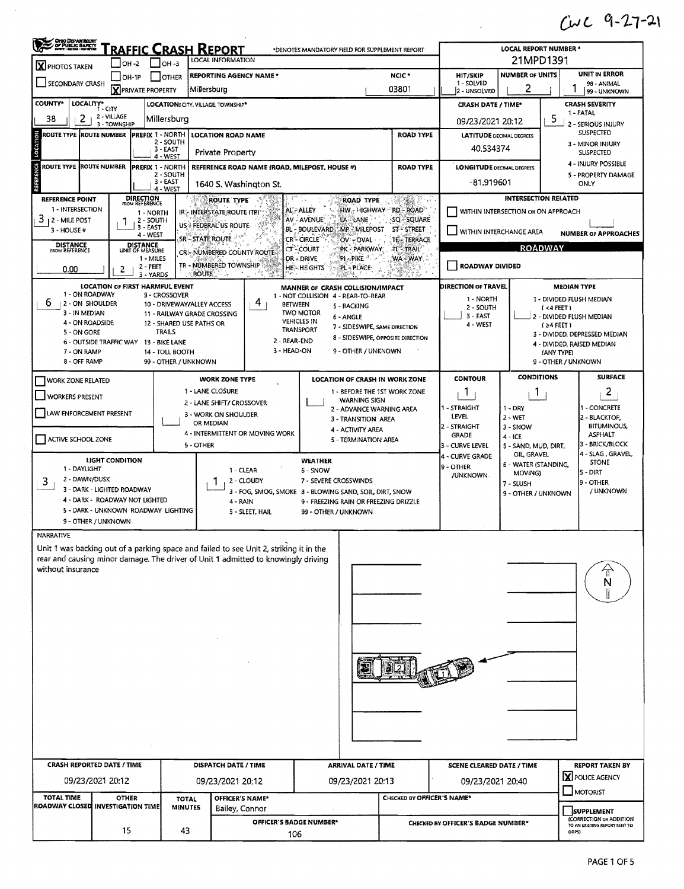CWC 9-27-21

# TRAFFIC CRASH REPORT

*DENOTES MANDATORY FIELD FOR SUPPLEMENT REPORT

| Field | Value |
|---|---|
| PHOTOS TAKEN | X |
| PRIVATE PROPERTY | X |
| LOCAL REPORT NUMBER * | 21MPD1391 |
| REPORTING AGENCY NAME * | Millersburg |
| NCIC * | 03801 |
| HIT/SKIP (1 - SOLVED, 2 - UNSOLVED) | |
| NUMBER OF UNITS | 2 |
| UNIT IN ERROR (98 - ANIMAL, 99 - UNKNOWN) | 1 |
| COUNTY* | 38 |
| LOCALITY* (1 - CITY, 2 - VILLAGE, 3 - TOWNSHIP) | 2 |
| LOCATION: CITY, VILLAGE, TOWNSHIP* | Millersburg |
| CRASH DATE / TIME* | 09/23/2021 20:12 |
| CRASH SEVERITY (1 - FATAL, 2 - SERIOUS INJURY SUSPECTED, 3 - MINOR INJURY SUSPECTED, 4 - INJURY POSSIBLE, 5 - PROPERTY DAMAGE ONLY) | 5 |
| LOCATION ROAD NAME | Private Property |
| LATITUDE DECIMAL DEGREES | 40.534374 |
| REFERENCE ROAD NAME (ROAD, MILEPOST, HOUSE #) | 1640 S. Washington St. |
| LONGITUDE DECIMAL DEGREES | -81.919601 |
| REFERENCE POINT (1 - INTERSECTION, 2 - MILE POST, 3 - HOUSE #) | 3 |
| DIRECTION FROM REFERENCE (1 - NORTH, 2 - SOUTH, 3 - EAST, 4 - WEST) | 1 |
| DISTANCE FROM REFERENCE | 0.00 |
| DISTANCE UNIT OF MEASURE (1 - MILES, 2 - FEET, 3 - YARDS) | 2 |
| ROADWAY DIVIDED | |
| LOCATION OF FIRST HARMFUL EVENT | 6 |
| MANNER OF CRASH COLLISION/IMPACT | 4 |
| CONTOUR | 1 |
| CONDITIONS | 1 |
| SURFACE | 2 |
| LIGHT CONDITION | 3 |
| WEATHER | 1 |

LOCATION OF FIRST HARMFUL EVENT: 1 - ON ROADWAY, 2 - ON SHOULDER, 3 - IN MEDIAN, 4 - ON ROADSIDE, 5 - ON GORE, 6 - OUTSIDE TRAFFIC WAY, 7 - ON RAMP, 8 - OFF RAMP, 9 - CROSSOVER, 10 - DRIVEWAY/ALLEY ACCESS, 11 - RAILWAY GRADE CROSSING, 12 - SHARED USE PATHS OR TRAILS, 13 - BIKE LANE, 14 - TOLL BOOTH, 99 - OTHER / UNKNOWN

MANNER OF CRASH COLLISION/IMPACT: 1 - NOT COLLISION BETWEEN TWO MOTOR VEHICLES IN TRANSPORT, 2 - REAR-END, 3 - HEAD-ON, 4 - REAR-TO-REAR, 5 - BACKING, 6 - ANGLE, 7 - SIDESWIPE, SAME DIRECTION, 8 - SIDESWIPE, OPPOSITE DIRECTION, 9 - OTHER / UNKNOWN

LIGHT CONDITION: 1 - DAYLIGHT, 2 - DAWN/DUSK, 3 - DARK - LIGHTED ROADWAY, 4 - DARK - ROADWAY NOT LIGHTED, 5 - DARK - UNKNOWN ROADWAY LIGHTING, 9 - OTHER / UNKNOWN

WEATHER: 1 - CLEAR, 2 - CLOUDY, 3 - FOG, SMOG, SMOKE, 4 - RAIN, 5 - SLEET, HAIL, 6 - SNOW, 7 - SEVERE CROSSWINDS, 8 - BLOWING SAND, SOIL, DIRT, SNOW, 9 - FREEZING RAIN OR FREEZING DRIZZLE, 99 - OTHER / UNKNOWN

## NARRATIVE

Unit 1 was backing out of a parking space and failed to see Unit 2, striking it in the rear and causing minor damage. The driver of Unit 1 admitted to knowingly driving without insurance

| CRASH REPORTED DATE / TIME | DISPATCH DATE / TIME | ARRIVAL DATE / TIME | SCENE CLEARED DATE / TIME | REPORT TAKEN BY |
|---|---|---|---|---|
| 09/23/2021 20:12 | 09/23/2021 20:12 | 09/23/2021 20:13 | 09/23/2021 20:40 | X POLICE AGENCY |

| TOTAL TIME ROADWAY CLOSED | OTHER INVESTIGATION TIME | TOTAL MINUTES | OFFICER'S NAME* | OFFICER'S BADGE NUMBER* | CHECKED BY OFFICER'S NAME* | CHECKED BY OFFICER'S BADGE NUMBER* |
|---|---|---|---|---|---|---|
| | 15 | 43 | Bailey, Connor | 106 | | |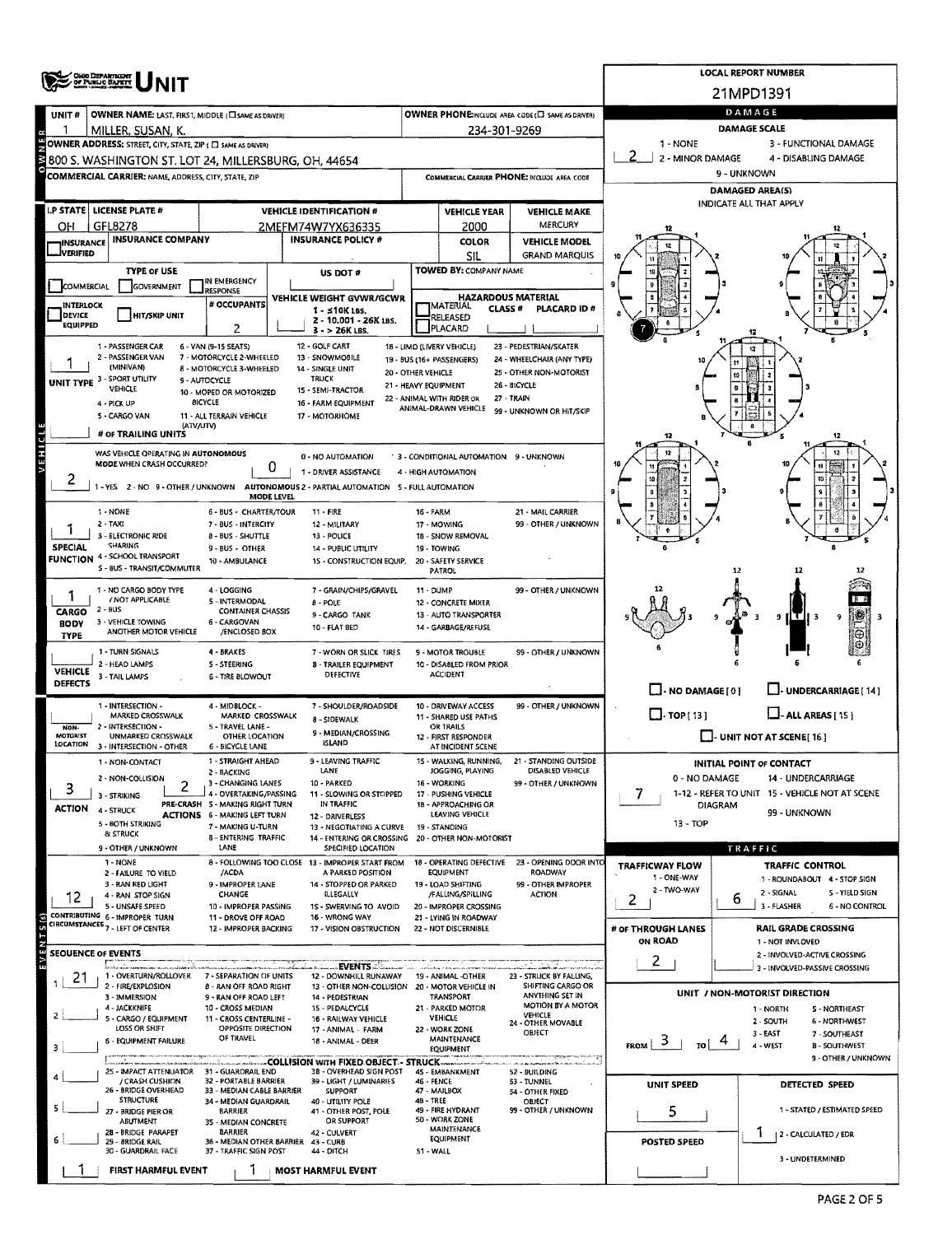# UNIT

**LOCAL REPORT NUMBER:** 21MPD1391

| UNIT # | OWNER NAME: LAST, FIRST, MIDDLE (☐ SAME AS DRIVER) | OWNER PHONE: INCLUDE AREA CODE (☐ SAME AS DRIVER) |
|---|---|---|
| 1 | MILLER, SUSAN, K. | 234-301-9269 |

**OWNER ADDRESS:** STREET, CITY, STATE, ZIP (☐ SAME AS DRIVER)
800 S. WASHINGTON ST. LOT 24, MILLERSBURG, OH, 44654

**COMMERCIAL CARRIER:** NAME, ADDRESS, CITY, STATE, ZIP | **COMMERCIAL CARRIER PHONE:** INCLUDE AREA CODE

| LP STATE | LICENSE PLATE # | VEHICLE IDENTIFICATION # | VEHICLE YEAR | VEHICLE MAKE |
|---|---|---|---|---|
| OH | GFL8278 | 2MEFM74W7YX636335 | 2000 | MERCURY |

| INSURANCE VERIFIED | INSURANCE COMPANY | INSURANCE POLICY # | COLOR | VEHICLE MODEL |
|---|---|---|---|---|
| ☐ | | | SIL | GRAND MARQUIS |

**TYPE OF USE:** ☐ COMMERCIAL ☐ GOVERNMENT ☐ IN EMERGENCY RESPONSE
**US DOT #:**
**TOWED BY:** COMPANY NAME
☐ INTERLOCK DEVICE EQUIPPED ☐ HIT/SKIP UNIT
**# OCCUPANTS:** 2
**VEHICLE WEIGHT GVWR/GCWR:** 1 - ≤10K LBS. 2 - 10.001 - 26K LBS. 3 - > 26K LBS.
**HAZARDOUS MATERIAL:** ☐ MATERIAL RELEASED ☐ PLACARD | CLASS # | PLACARD ID #

**UNIT TYPE:** 1
1 - PASSENGER CAR; 2 - PASSENGER VAN (MINIVAN); 3 - SPORT UTILITY VEHICLE; 4 - PICK UP; 5 - CARGO VAN; 6 - VAN (9-15 SEATS); 7 - MOTORCYCLE 2-WHEELED; 8 - MOTORCYCLE 3-WHEELED; 9 - AUTOCYCLE; 10 - MOPED OR MOTORIZED BICYCLE; 11 - ALL TERRAIN VEHICLE (ATV/UTV); 12 - GOLF CART; 13 - SNOWMOBILE; 14 - SINGLE UNIT TRUCK; 15 - SEMI-TRACTOR; 16 - FARM EQUIPMENT; 17 - MOTORHOME; 18 - LIMO (LIVERY VEHICLE); 19 - BUS (16+ PASSENGERS); 20 - OTHER VEHICLE; 21 - HEAVY EQUIPMENT; 22 - ANIMAL WITH RIDER OR ANIMAL-DRAWN VEHICLE; 23 - PEDESTRIAN/SKATER; 24 - WHEELCHAIR (ANY TYPE); 25 - OTHER NON-MOTORIST; 26 - BICYCLE; 27 - TRAIN; 99 - UNKNOWN OR HIT/SKIP

**# OF TRAILING UNITS:**

**WAS VEHICLE OPERATING IN AUTONOMOUS MODE WHEN CRASH OCCURRED?** 2 (1 - YES 2 - NO 9 - OTHER / UNKNOWN)
**AUTONOMOUS MODE LEVEL:** 0
0 - NO AUTOMATION; 1 - DRIVER ASSISTANCE; 2 - PARTIAL AUTOMATION; 3 - CONDITIONAL AUTOMATION; 4 - HIGH AUTOMATION; 5 - FULL AUTOMATION; 9 - UNKNOWN

**SPECIAL FUNCTION:** 1
1 - NONE; 2 - TAXI; 3 - ELECTRONIC RIDE SHARING; 4 - SCHOOL TRANSPORT; 5 - BUS - TRANSIT/COMMUTER; 6 - BUS - CHARTER/TOUR; 7 - BUS - INTERCITY; 8 - BUS - SHUTTLE; 9 - BUS - OTHER; 10 - AMBULANCE; 11 - FIRE; 12 - MILITARY; 13 - POLICE; 14 - PUBLIC UTILITY; 15 - CONSTRUCTION EQUIP.; 16 - FARM; 17 - MOWING; 18 - SNOW REMOVAL; 19 - TOWING; 20 - SAFETY SERVICE PATROL; 21 - MAIL CARRIER; 99 - OTHER / UNKNOWN

**CARGO BODY TYPE:** 1
1 - NO CARGO BODY TYPE / NOT APPLICABLE; 2 - BUS; 3 - VEHICLE TOWING ANOTHER MOTOR VEHICLE; 4 - LOGGING; 5 - INTERMODAL CONTAINER CHASSIS; 6 - CARGOVAN /ENCLOSED BOX; 7 - GRAIN/CHIPS/GRAVEL; 8 - POLE; 9 - CARGO TANK; 10 - FLAT BED; 11 - DUMP; 12 - CONCRETE MIXER; 13 - AUTO TRANSPORTER; 14 - GARBAGE/REFUSE; 99 - OTHER / UNKNOWN

**VEHICLE DEFECTS:**
1 - TURN SIGNALS; 2 - HEAD LAMPS; 3 - TAIL LAMPS; 4 - BRAKES; 5 - STEERING; 6 - TIRE BLOWOUT; 7 - WORN OR SLICK TIRES; 8 - TRAILER EQUIPMENT DEFECTIVE; 9 - MOTOR TROUBLE; 10 - DISABLED FROM PRIOR ACCIDENT; 99 - OTHER / UNKNOWN

**NON-MOTORIST LOCATION:**
1 - INTERSECTION - MARKED CROSSWALK; 2 - INTERSECTION - UNMARKED CROSSWALK; 3 - INTERSECTION - OTHER; 4 - MIDBLOCK - MARKED CROSSWALK; 5 - TRAVEL LANE - OTHER LOCATION; 6 - BICYCLE LANE; 7 - SHOULDER/ROADSIDE; 8 - SIDEWALK; 9 - MEDIAN/CROSSING ISLAND; 10 - DRIVEWAY ACCESS; 11 - SHARED USE PATHS OR TRAILS; 12 - FIRST RESPONDER AT INCIDENT SCENE; 99 - OTHER / UNKNOWN

**ACTION:** 3 | **PRE-CRASH ACTIONS:** 2
1 - NON-CONTACT; 2 - NON-COLLISION; 3 - STRIKING; 4 - STRUCK; 5 - BOTH STRIKING & STRUCK; 9 - OTHER / UNKNOWN
1 - STRAIGHT AHEAD; 2 - BACKING; 3 - CHANGING LANES; 4 - OVERTAKING/PASSING; 5 - MAKING RIGHT TURN; 6 - MAKING LEFT TURN; 7 - MAKING U-TURN; 8 - ENTERING TRAFFIC LANE; 9 - LEAVING TRAFFIC LANE; 10 - PARKED; 11 - SLOWING OR STOPPED IN TRAFFIC; 12 - DRIVERLESS; 13 - NEGOTIATING A CURVE; 14 - ENTERING OR CROSSING SPECIFIED LOCATION; 15 - WALKING, RUNNING, JOGGING, PLAYING; 16 - WORKING; 17 - PUSHING VEHICLE; 18 - APPROACHING OR LEAVING VEHICLE; 19 - STANDING; 20 - OTHER NON-MOTORIST; 21 - STANDING OUTSIDE DISABLED VEHICLE; 99 - OTHER / UNKNOWN

**CONTRIBUTING CIRCUMSTANCES:** 12
1 - NONE; 2 - FAILURE TO YIELD; 3 - RAN RED LIGHT; 4 - RAN STOP SIGN; 5 - UNSAFE SPEED; 6 - IMPROPER TURN; 7 - LEFT OF CENTER; 8 - FOLLOWING TOO CLOSE /ACDA; 9 - IMPROPER LANE CHANGE; 10 - IMPROPER PASSING; 11 - DROVE OFF ROAD; 12 - IMPROPER BACKING; 13 - IMPROPER START FROM A PARKED POSITION; 14 - STOPPED OR PARKED ILLEGALLY; 15 - SWERVING TO AVOID; 16 - WRONG WAY; 17 - VISION OBSTRUCTION; 18 - OPERATING DEFECTIVE EQUIPMENT; 19 - LOAD SHIFTING /FALLING/SPILLING; 20 - IMPROPER CROSSING; 21 - LYING IN ROADWAY; 22 - NOT DISCERNIBLE; 23 - OPENING DOOR INTO ROADWAY; 99 - OTHER IMPROPER ACTION

**SEQUENCE OF EVENTS:** 1: 21; 2: ; 3: ; 4: ; 5: ; 6:

EVENTS: 1 - OVERTURN/ROLLOVER; 2 - FIRE/EXPLOSION; 3 - IMMERSION; 4 - JACKKNIFE; 5 - CARGO / EQUIPMENT LOSS OR SHIFT; 6 - EQUIPMENT FAILURE; 7 - SEPARATION OF UNITS; 8 - RAN OFF ROAD RIGHT; 9 - RAN OFF ROAD LEFT; 10 - CROSS MEDIAN; 11 - CROSS CENTERLINE - OPPOSITE DIRECTION OF TRAVEL; 12 - DOWNHILL RUNAWAY; 13 - OTHER NON-COLLISION; 14 - PEDESTRIAN; 15 - PEDALCYCLE; 16 - RAILWAY VEHICLE; 17 - ANIMAL - FARM; 18 - ANIMAL - DEER; 19 - ANIMAL -OTHER; 20 - MOTOR VEHICLE IN TRANSPORT; 21 - PARKED MOTOR VEHICLE; 22 - WORK ZONE MAINTENANCE EQUIPMENT; 23 - STRUCK BY FALLING, SHIFTING CARGO OR ANYTHING SET IN MOTION BY A MOTOR VEHICLE; 24 - OTHER MOVABLE OBJECT

COLLISION WITH FIXED OBJECT - STRUCK: 25 - IMPACT ATTENUATOR / CRASH CUSHION; 26 - BRIDGE OVERHEAD STRUCTURE; 27 - BRIDGE PIER OR ABUTMENT; 28 - BRIDGE PARAPET; 29 - BRIDGE RAIL; 30 - GUARDRAIL FACE; 31 - GUARDRAIL END; 32 - PORTABLE BARRIER; 33 - MEDIAN CABLE BARRIER; 34 - MEDIAN GUARDRAIL BARRIER; 35 - MEDIAN CONCRETE BARRIER; 36 - MEDIAN OTHER BARRIER; 37 - TRAFFIC SIGN POST; 38 - OVERHEAD SIGN POST; 39 - LIGHT / LUMINARIES SUPPORT; 40 - UTILITY POLE; 41 - OTHER POST, POLE OR SUPPORT; 42 - CULVERT; 43 - CURB; 44 - DITCH; 45 - EMBANKMENT; 46 - FENCE; 47 - MAILBOX; 48 - TREE; 49 - FIRE HYDRANT; 50 - WORK ZONE MAINTENANCE EQUIPMENT; 51 - WALL; 52 - BUILDING; 53 - TUNNEL; 54 - OTHER FIXED OBJECT; 99 - OTHER / UNKNOWN

**FIRST HARMFUL EVENT:** 1 | **MOST HARMFUL EVENT:** 1

## DAMAGE

**DAMAGE SCALE:** 2
1 - NONE; 2 - MINOR DAMAGE; 3 - FUNCTIONAL DAMAGE; 4 - DISABLING DAMAGE; 9 - UNKNOWN

**DAMAGED AREA(S):** INDICATE ALL THAT APPLY — 7

☐ NO DAMAGE [0] ☐ UNDERCARRIAGE [14] ☐ TOP [13] ☐ ALL AREAS [15] ☐ UNIT NOT AT SCENE [16]

**INITIAL POINT OF CONTACT:** 7
0 - NO DAMAGE; 1-12 - REFER TO UNIT DIAGRAM; 13 - TOP; 14 - UNDERCARRIAGE; 15 - VEHICLE NOT AT SCENE; 99 - UNKNOWN

## TRAFFIC

**TRAFFICWAY FLOW:** 2 (1 - ONE-WAY; 2 - TWO-WAY)
**TRAFFIC CONTROL:** 6 (1 - ROUNDABOUT; 2 - SIGNAL; 3 - FLASHER; 4 - STOP SIGN; 5 - YIELD SIGN; 6 - NO CONTROL)
**# OF THROUGH LANES ON ROAD:** 2
**RAIL GRADE CROSSING:** 1 - NOT INVOLVED; 2 - INVOLVED-ACTIVE CROSSING; 3 - INVOLVED-PASSIVE CROSSING

**UNIT / NON-MOTORIST DIRECTION:** FROM 3 TO 4
1 - NORTH; 2 - SOUTH; 3 - EAST; 4 - WEST; 5 - NORTHEAST; 6 - NORTHWEST; 7 - SOUTHEAST; 8 - SOUTHWEST; 9 - OTHER / UNKNOWN

**UNIT SPEED:** 5
**POSTED SPEED:**
**DETECTED SPEED:** 1
1 - STATED / ESTIMATED SPEED; 2 - CALCULATED / EDR; 3 - UNDETERMINED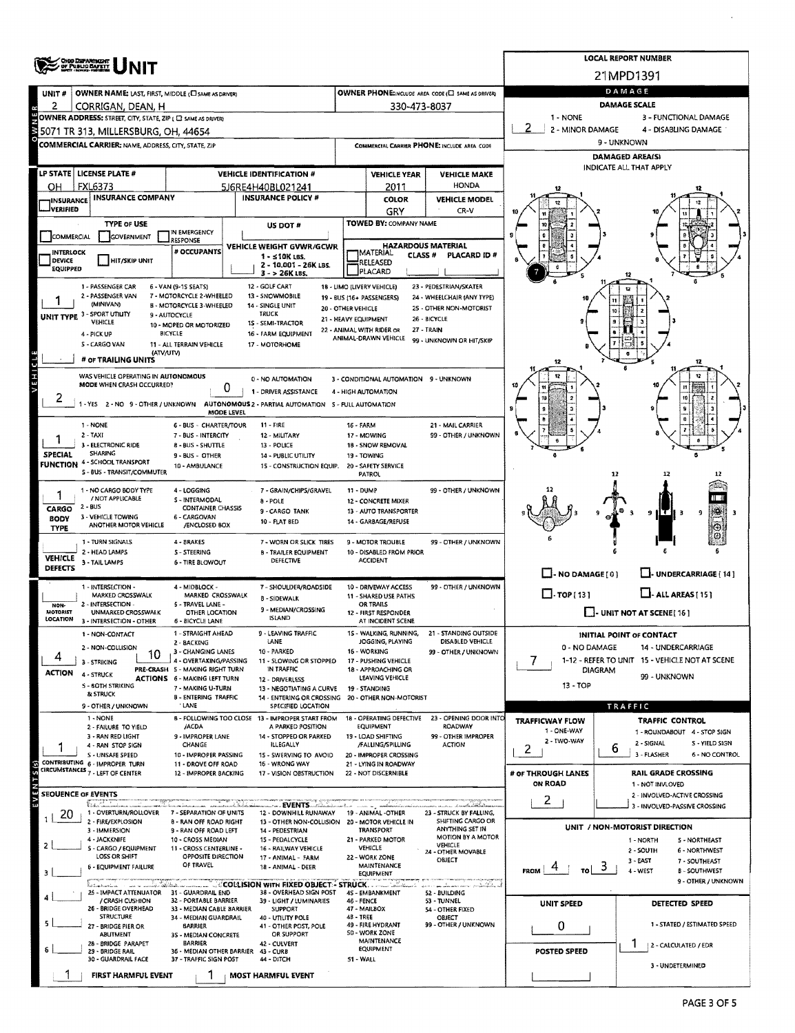# UNIT

**LOCAL REPORT NUMBER:** 21MPD1391

| UNIT # | OWNER NAME: LAST, FIRST, MIDDLE (☐ SAME AS DRIVER) | OWNER PHONE: INCLUDE AREA CODE (☐ SAME AS DRIVER) |
|---|---|---|
| 2 | CORRIGAN, DEAN, H | 330-473-8037 |

**OWNER ADDRESS:** STREET, CITY, STATE, ZIP (☐ SAME AS DRIVER)
5071 TR 313, MILLERSBURG, OH, 44654

**COMMERCIAL CARRIER:** NAME, ADDRESS, CITY, STATE, ZIP

**COMMERCIAL CARRIER PHONE:** INCLUDE AREA CODE

| LP STATE | LICENSE PLATE # | VEHICLE IDENTIFICATION # | VEHICLE YEAR | VEHICLE MAKE |
|---|---|---|---|---|
| OH | FXL6373 | 5J6RE4H40BL021241 | 2011 | HONDA |

| INSURANCE VERIFIED | INSURANCE COMPANY | INSURANCE POLICY # | COLOR | VEHICLE MODEL |
|---|---|---|---|---|
| ☐ | | | GRY | CR-V |

**TYPE OF USE:** ☐ COMMERCIAL ☐ GOVERNMENT ☐ IN EMERGENCY RESPONSE

**US DOT #**

**TOWED BY:** COMPANY NAME

**INTERLOCK DEVICE EQUIPPED** ☐ ☐ HIT/SKIP UNIT

**# OCCUPANTS**

**VEHICLE WEIGHT GVWR/GCWR:** 1 - ≤10K LBS. 2 - 10.001 - 26K LBS. 3 - > 26K LBS.

**HAZARDOUS MATERIAL:** ☐ MATERIAL RELEASED ☐ PLACARD — CLASS # — PLACARD ID #

**UNIT TYPE:** 1
1 - PASSENGER CAR, 2 - PASSENGER VAN (MINIVAN), 3 - SPORT UTILITY VEHICLE, 4 - PICK UP, 5 - CARGO VAN, 6 - VAN (9-15 SEATS), 7 - MOTORCYCLE 2-WHEELED, 8 - MOTORCYCLE 3-WHEELED, 9 - AUTOCYCLE, 10 - MOPED OR MOTORIZED BICYCLE, 11 - ALL TERRAIN VEHICLE (ATV/UTV), 12 - GOLF CART, 13 - SNOWMOBILE, 14 - SINGLE UNIT TRUCK, 15 - SEMI-TRACTOR, 16 - FARM EQUIPMENT, 17 - MOTORHOME, 18 - LIMO (LIVERY VEHICLE), 19 - BUS (16+ PASSENGERS), 20 - OTHER VEHICLE, 21 - HEAVY EQUIPMENT, 22 - ANIMAL WITH RIDER OR ANIMAL-DRAWN VEHICLE, 23 - PEDESTRIAN/SKATER, 24 - WHEELCHAIR (ANY TYPE), 25 - OTHER NON-MOTORIST, 26 - BICYCLE, 27 - TRAIN, 99 - UNKNOWN OR HIT/SKIP

**# OF TRAILING UNITS:**

**WAS VEHICLE OPERATING IN AUTONOMOUS MODE WHEN CRASH OCCURRED?** 2
1 - YES 2 - NO 9 - OTHER / UNKNOWN

**AUTONOMOUS MODE LEVEL:** 0
0 - NO AUTOMATION, 1 - DRIVER ASSISTANCE, 2 - PARTIAL AUTOMATION, 3 - CONDITIONAL AUTOMATION, 4 - HIGH AUTOMATION, 5 - FULL AUTOMATION, 9 - UNKNOWN

**SPECIAL FUNCTION:** 1
1 - NONE, 2 - TAXI, 3 - ELECTRONIC RIDE SHARING, 4 - SCHOOL TRANSPORT, 5 - BUS - TRANSIT/COMMUTER, 6 - BUS - CHARTER/TOUR, 7 - BUS - INTERCITY, 8 - BUS - SHUTTLE, 9 - BUS - OTHER, 10 - AMBULANCE, 11 - FIRE, 12 - MILITARY, 13 - POLICE, 14 - PUBLIC UTILITY, 15 - CONSTRUCTION EQUIP., 16 - FARM, 17 - MOWING, 18 - SNOW REMOVAL, 19 - TOWING, 20 - SAFETY SERVICE PATROL, 21 - MAIL CARRIER, 99 - OTHER / UNKNOWN

**CARGO BODY TYPE:** 1
1 - NO CARGO BODY TYPE / NOT APPLICABLE, 2 - BUS, 3 - VEHICLE TOWING ANOTHER MOTOR VEHICLE, 4 - LOGGING, 5 - INTERMODAL CONTAINER CHASSIS, 6 - CARGOVAN /ENCLOSED BOX, 7 - GRAIN/CHIPS/GRAVEL, 8 - POLE, 9 - CARGO TANK, 10 - FLAT BED, 11 - DUMP, 12 - CONCRETE MIXER, 13 - AUTO TRANSPORTER, 14 - GARBAGE/REFUSE, 99 - OTHER / UNKNOWN

**VEHICLE DEFECTS:**
1 - TURN SIGNALS, 2 - HEAD LAMPS, 3 - TAIL LAMPS, 4 - BRAKES, 5 - STEERING, 6 - TIRE BLOWOUT, 7 - WORN OR SLICK TIRES, 8 - TRAILER EQUIPMENT DEFECTIVE, 9 - MOTOR TROUBLE, 10 - DISABLED FROM PRIOR ACCIDENT, 99 - OTHER / UNKNOWN

**NON-MOTORIST LOCATION:**
1 - INTERSECTION - MARKED CROSSWALK, 2 - INTERSECTION - UNMARKED CROSSWALK, 3 - INTERSECTION - OTHER, 4 - MIDBLOCK - MARKED CROSSWALK, 5 - TRAVEL LANE - OTHER LOCATION, 6 - BICYCLE LANE, 7 - SHOULDER/ROADSIDE, 8 - SIDEWALK, 9 - MEDIAN/CROSSING ISLAND, 10 - DRIVEWAY ACCESS, 11 - SHARED USE PATHS OR TRAILS, 12 - FIRST RESPONDER AT INCIDENT SCENE, 99 - OTHER / UNKNOWN

**ACTION:** 4
1 - NON-CONTACT, 2 - NON-COLLISION, 3 - STRIKING, 4 - STRUCK, 5 - BOTH STRIKING & STRUCK, 9 - OTHER / UNKNOWN

**PRE-CRASH ACTIONS:** 10
1 - STRAIGHT AHEAD, 2 - BACKING, 3 - CHANGING LANES, 4 - OVERTAKING/PASSING, 5 - MAKING RIGHT TURN, 6 - MAKING LEFT TURN, 7 - MAKING U-TURN, 8 - ENTERING TRAFFIC LANE, 9 - LEAVING TRAFFIC LANE, 10 - PARKED, 11 - SLOWING OR STOPPED IN TRAFFIC, 12 - DRIVERLESS, 13 - NEGOTIATING A CURVE, 14 - ENTERING OR CROSSING SPECIFIED LOCATION, 15 - WALKING, RUNNING, JOGGING, PLAYING, 16 - WORKING, 17 - PUSHING VEHICLE, 18 - APPROACHING OR LEAVING VEHICLE, 19 - STANDING, 20 - OTHER NON-MOTORIST, 21 - STANDING OUTSIDE DISABLED VEHICLE, 99 - OTHER / UNKNOWN

**CONTRIBUTING CIRCUMSTANCES:** 1
1 - NONE, 2 - FAILURE TO YIELD, 3 - RAN RED LIGHT, 4 - RAN STOP SIGN, 5 - UNSAFE SPEED, 6 - IMPROPER TURN, 7 - LEFT OF CENTER, 8 - FOLLOWING TOO CLOSE /ACDA, 9 - IMPROPER LANE CHANGE, 10 - IMPROPER PASSING, 11 - DROVE OFF ROAD, 12 - IMPROPER BACKING, 13 - IMPROPER START FROM A PARKED POSITION, 14 - STOPPED OR PARKED ILLEGALLY, 15 - SWERVING TO AVOID, 16 - WRONG WAY, 17 - VISION OBSTRUCTION, 18 - OPERATING DEFECTIVE EQUIPMENT, 19 - LOAD SHIFTING /FALLING/SPILLING, 20 - IMPROPER CROSSING, 21 - LYING IN ROADWAY, 22 - NOT DISCERNIBLE, 23 - OPENING DOOR INTO ROADWAY, 99 - OTHER IMPROPER ACTION

## SEQUENCE OF EVENTS

| # | Event |
|---|---|
| 1 | 20 |
| 2 | |
| 3 | |
| 4 | |
| 5 | |
| 6 | |

**EVENTS:** 1 - OVERTURN/ROLLOVER, 2 - FIRE/EXPLOSION, 3 - IMMERSION, 4 - JACKKNIFE, 5 - CARGO / EQUIPMENT LOSS OR SHIFT, 6 - EQUIPMENT FAILURE, 7 - SEPARATION OF UNITS, 8 - RAN OFF ROAD RIGHT, 9 - RAN OFF ROAD LEFT, 10 - CROSS MEDIAN, 11 - CROSS CENTERLINE - OPPOSITE DIRECTION OF TRAVEL, 12 - DOWNHILL RUNAWAY, 13 - OTHER NON-COLLISION, 14 - PEDESTRIAN, 15 - PEDALCYCLE, 16 - RAILWAY VEHICLE, 17 - ANIMAL - FARM, 18 - ANIMAL - DEER, 19 - ANIMAL -OTHER, 20 - MOTOR VEHICLE IN TRANSPORT, 21 - PARKED MOTOR VEHICLE, 22 - WORK ZONE MAINTENANCE EQUIPMENT, 23 - STRUCK BY FALLING, SHIFTING CARGO OR ANYTHING SET IN MOTION BY A MOTOR VEHICLE, 24 - OTHER MOVABLE OBJECT

**COLLISION WITH FIXED OBJECT - STRUCK:** 25 - IMPACT ATTENUATOR / CRASH CUSHION, 26 - BRIDGE OVERHEAD STRUCTURE, 27 - BRIDGE PIER OR ABUTMENT, 28 - BRIDGE PARAPET, 29 - BRIDGE RAIL, 30 - GUARDRAIL FACE, 31 - GUARDRAIL END, 32 - PORTABLE BARRIER, 33 - MEDIAN CABLE BARRIER, 34 - MEDIAN GUARDRAIL BARRIER, 35 - MEDIAN CONCRETE BARRIER, 36 - MEDIAN OTHER BARRIER, 37 - TRAFFIC SIGN POST, 38 - OVERHEAD SIGN POST, 39 - LIGHT / LUMINARIES SUPPORT, 40 - UTILITY POLE, 41 - OTHER POST, POLE OR SUPPORT, 42 - CULVERT, 43 - CURB, 44 - DITCH, 45 - EMBANKMENT, 46 - FENCE, 47 - MAILBOX, 48 - TREE, 49 - FIRE HYDRANT, 50 - WORK ZONE MAINTENANCE EQUIPMENT, 51 - WALL, 52 - BUILDING, 53 - TUNNEL, 54 - OTHER FIXED OBJECT, 99 - OTHER / UNKNOWN

**FIRST HARMFUL EVENT:** 1 **MOST HARMFUL EVENT:** 1

## DAMAGE

**DAMAGE SCALE:** 2
1 - NONE, 2 - MINOR DAMAGE, 3 - FUNCTIONAL DAMAGE, 4 - DISABLING DAMAGE, 9 - UNKNOWN

**DAMAGED AREA(S)** — INDICATE ALL THAT APPLY: 7

☐ - NO DAMAGE [0] ☐ - UNDERCARRIAGE [14] ☐ - TOP [13] ☐ - ALL AREAS [15] ☐ - UNIT NOT AT SCENE [16]

**INITIAL POINT OF CONTACT:** 7
0 - NO DAMAGE, 1-12 - REFER TO UNIT DIAGRAM, 13 - TOP, 14 - UNDERCARRIAGE, 15 - VEHICLE NOT AT SCENE, 99 - UNKNOWN

## TRAFFIC

**TRAFFICWAY FLOW:** 2 (1 - ONE-WAY, 2 - TWO-WAY)

**TRAFFIC CONTROL:** 6
1 - ROUNDABOUT, 2 - SIGNAL, 3 - FLASHER, 4 - STOP SIGN, 5 - YIELD SIGN, 6 - NO CONTROL

**# OF THROUGH LANES ON ROAD:** 2

**RAIL GRADE CROSSING:** 1 - NOT INVOLVED, 2 - INVOLVED-ACTIVE CROSSING, 3 - INVOLVED-PASSIVE CROSSING

**UNIT / NON-MOTORIST DIRECTION:** FROM 4 TO 3
1 - NORTH, 2 - SOUTH, 3 - EAST, 4 - WEST, 5 - NORTHEAST, 6 - NORTHWEST, 7 - SOUTHEAST, 8 - SOUTHWEST, 9 - OTHER / UNKNOWN

**UNIT SPEED:** 0

**DETECTED SPEED:** 1
1 - STATED / ESTIMATED SPEED, 2 - CALCULATED / EDR, 3 - UNDETERMINED

**POSTED SPEED:**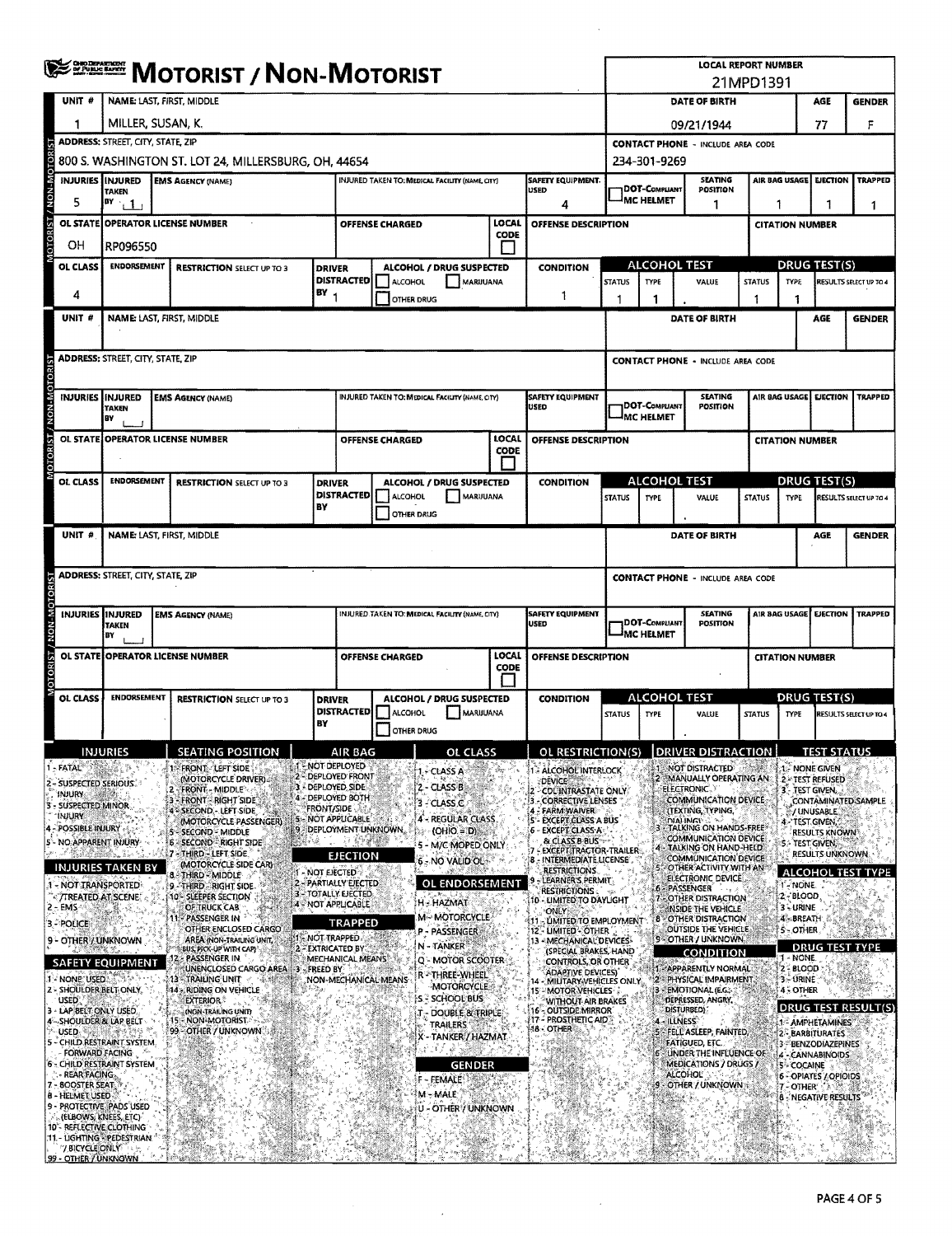# MOTORIST / NON-MOTORIST

**LOCAL REPORT NUMBER:** 21MPD1391

## Unit 1

| UNIT # | NAME: LAST, FIRST, MIDDLE | DATE OF BIRTH | AGE | GENDER |
|---|---|---|---|---|
| 1 | MILLER, SUSAN, K. | 09/21/1944 | 77 | F |

| ADDRESS: STREET, CITY, STATE, ZIP | CONTACT PHONE - INCLUDE AREA CODE |
|---|---|
| 800 S. WASHINGTON ST. LOT 24, MILLERSBURG, OH, 44654 | 234-301-9269 |

| INJURIES | INJURED TAKEN BY | EMS AGENCY (NAME) | INJURED TAKEN TO: MEDICAL FACILITY (NAME, CITY) | SAFETY EQUIPMENT USED | DOT-COMPLIANT MC HELMET | SEATING POSITION | AIR BAG USAGE | EJECTION | TRAPPED |
|---|---|---|---|---|---|---|---|---|---|
| 5 | 1 | | | 4 | | 1 | 1 | 1 | 1 |

| OL STATE | OPERATOR LICENSE NUMBER | OFFENSE CHARGED | LOCAL CODE | OFFENSE DESCRIPTION | CITATION NUMBER |
|---|---|---|---|---|---|
| OH | RP096550 | | | | |

| OL CLASS | ENDORSEMENT | RESTRICTION SELECT UP TO 3 | DRIVER DISTRACTED BY | ALCOHOL / DRUG SUSPECTED | CONDITION | ALCOHOL TEST STATUS | ALCOHOL TEST TYPE | ALCOHOL TEST VALUE | DRUG TEST STATUS | DRUG TEST TYPE | DRUG TEST RESULTS SELECT UP TO 4 |
|---|---|---|---|---|---|---|---|---|---|---|---|
| 4 | | | 1 | ☐ ALCOHOL ☐ MARIJUANA ☐ OTHER DRUG | 1 | 1 | 1 | . | 1 | 1 | |

## Unit (blank)

| UNIT # | NAME: LAST, FIRST, MIDDLE | DATE OF BIRTH | AGE | GENDER |
|---|---|---|---|---|
| | | | | |

| ADDRESS: STREET, CITY, STATE, ZIP | CONTACT PHONE - INCLUDE AREA CODE |
|---|---|
| | |

| INJURIES | INJURED TAKEN BY | EMS AGENCY (NAME) | INJURED TAKEN TO: MEDICAL FACILITY (NAME, CITY) | SAFETY EQUIPMENT USED | DOT-COMPLIANT MC HELMET | SEATING POSITION | AIR BAG USAGE | EJECTION | TRAPPED |
|---|---|---|---|---|---|---|---|---|---|
| | | | | | | | | | |

| OL STATE | OPERATOR LICENSE NUMBER | OFFENSE CHARGED | LOCAL CODE | OFFENSE DESCRIPTION | CITATION NUMBER |
|---|---|---|---|---|---|
| | | | | | |

| OL CLASS | ENDORSEMENT | RESTRICTION SELECT UP TO 3 | DRIVER DISTRACTED BY | ALCOHOL / DRUG SUSPECTED | CONDITION | ALCOHOL TEST STATUS | ALCOHOL TEST TYPE | ALCOHOL TEST VALUE | DRUG TEST STATUS | DRUG TEST TYPE | DRUG TEST RESULTS SELECT UP TO 4 |
|---|---|---|---|---|---|---|---|---|---|---|---|
| | | | | ☐ ALCOHOL ☐ MARIJUANA ☐ OTHER DRUG | | | | . | | | |

## Unit (blank)

| UNIT # | NAME: LAST, FIRST, MIDDLE | DATE OF BIRTH | AGE | GENDER |
|---|---|---|---|---|
| | | | | |

| ADDRESS: STREET, CITY, STATE, ZIP | CONTACT PHONE - INCLUDE AREA CODE |
|---|---|
| | |

| INJURIES | INJURED TAKEN BY | EMS AGENCY (NAME) | INJURED TAKEN TO: MEDICAL FACILITY (NAME, CITY) | SAFETY EQUIPMENT USED | DOT-COMPLIANT MC HELMET | SEATING POSITION | AIR BAG USAGE | EJECTION | TRAPPED |
|---|---|---|---|---|---|---|---|---|---|
| | | | | | | | | | |

| OL STATE | OPERATOR LICENSE NUMBER | OFFENSE CHARGED | LOCAL CODE | OFFENSE DESCRIPTION | CITATION NUMBER |
|---|---|---|---|---|---|
| | | | | | |

| OL CLASS | ENDORSEMENT | RESTRICTION SELECT UP TO 3 | DRIVER DISTRACTED BY | ALCOHOL / DRUG SUSPECTED | CONDITION | ALCOHOL TEST STATUS | ALCOHOL TEST TYPE | ALCOHOL TEST VALUE | DRUG TEST STATUS | DRUG TEST TYPE | DRUG TEST RESULTS SELECT UP TO 4 |
|---|---|---|---|---|---|---|---|---|---|---|---|
| | | | | ☐ ALCOHOL ☐ MARIJUANA ☐ OTHER DRUG | | | | . | | | |

## Codes

**INJURIES**
- 1 - FATAL
- 2 - SUSPECTED SERIOUS INJURY
- 3 - SUSPECTED MINOR INJURY
- 4 - POSSIBLE INJURY
- 5 - NO APPARENT INJURY

**INJURIES TAKEN BY**
- 1 - NOT TRANSPORTED / TREATED AT SCENE
- 2 - EMS
- 3 - POLICE
- 9 - OTHER / UNKNOWN

**SAFETY EQUIPMENT**
- 1 - NONE USED
- 2 - SHOULDER BELT ONLY USED
- 3 - LAP BELT ONLY USED
- 4 - SHOULDER & LAP BELT USED
- 5 - CHILD RESTRAINT SYSTEM - FORWARD FACING
- 6 - CHILD RESTRAINT SYSTEM - REAR FACING
- 7 - BOOSTER SEAT
- 8 - HELMET USED
- 9 - PROTECTIVE PADS USED (ELBOWS, KNEES, ETC)
- 10 - REFLECTIVE CLOTHING
- 11 - LIGHTING - PEDESTRIAN / BICYCLE ONLY
- 99 - OTHER / UNKNOWN

**SEATING POSITION**
- 1 - FRONT - LEFT SIDE (MOTORCYCLE DRIVER)
- 2 - FRONT - MIDDLE
- 3 - FRONT - RIGHT SIDE
- 4 - SECOND - LEFT SIDE (MOTORCYCLE PASSENGER)
- 5 - SECOND - MIDDLE
- 6 - SECOND - RIGHT SIDE
- 7 - THIRD - LEFT SIDE (MOTORCYCLE SIDE CAR)
- 8 - THIRD - MIDDLE
- 9 - THIRD - RIGHT SIDE
- 10 - SLEEPER SECTION OF TRUCK CAB
- 11 - PASSENGER IN OTHER ENCLOSED CARGO AREA (NON-TRAILING UNIT, BUS, PICK-UP WITH CAP)
- 12 - PASSENGER IN UNENCLOSED CARGO AREA
- 13 - TRAILING UNIT
- 14 - RIDING ON VEHICLE EXTERIOR (NON-TRAILING UNIT)
- 15 - NON-MOTORIST
- 99 - OTHER / UNKNOWN

**AIR BAG**
- 1 - NOT DEPLOYED
- 2 - DEPLOYED FRONT
- 3 - DEPLOYED SIDE
- 4 - DEPLOYED BOTH FRONT/SIDE
- 5 - NOT APPLICABLE
- 9 - DEPLOYMENT UNKNOWN

**EJECTION**
- 1 - NOT EJECTED
- 2 - PARTIALLY EJECTED
- 3 - TOTALLY EJECTED
- 4 - NOT APPLICABLE

**TRAPPED**
- 1 - NOT TRAPPED
- 2 - EXTRICATED BY MECHANICAL MEANS
- 3 - FREED BY NON-MECHANICAL MEANS

**OL CLASS**
- 1 - CLASS A
- 2 - CLASS B
- 3 - CLASS C
- 4 - REGULAR CLASS (OHIO = D)
- 5 - M/C MOPED ONLY
- 6 - NO VALID OL

**OL ENDORSEMENT**
- H - HAZMAT
- M - MOTORCYCLE
- P - PASSENGER
- N - TANKER
- Q - MOTOR SCOOTER
- R - THREE-WHEEL MOTORCYCLE
- S - SCHOOL BUS
- T - DOUBLE & TRIPLE TRAILERS
- X - TANKER / HAZMAT

**GENDER**
- F - FEMALE
- M - MALE
- U - OTHER / UNKNOWN

**OL RESTRICTION(S)**
- 1 - ALCOHOL INTERLOCK DEVICE
- 2 - CDL INTRASTATE ONLY
- 3 - CORRECTIVE LENSES
- 4 - FARM WAIVER
- 5 - EXCEPT CLASS A BUS
- 6 - EXCEPT CLASS A & CLASS B BUS
- 7 - EXCEPT TRACTOR-TRAILER
- 8 - INTERMEDIATE LICENSE RESTRICTIONS
- 9 - LEARNER'S PERMIT RESTRICTIONS
- 10 - LIMITED TO DAYLIGHT ONLY
- 11 - LIMITED TO EMPLOYMENT
- 12 - LIMITED - OTHER
- 13 - MECHANICAL DEVICES (SPECIAL BRAKES, HAND CONTROLS, OR OTHER ADAPTIVE DEVICES)
- 14 - MILITARY VEHICLES ONLY
- 15 - MOTOR VEHICLES WITHOUT AIR BRAKES
- 16 - OUTSIDE MIRROR
- 17 - PROSTHETIC AID
- 18 - OTHER

**DRIVER DISTRACTION**
- 1 - NOT DISTRACTED
- 2 - MANUALLY OPERATING AN ELECTRONIC COMMUNICATION DEVICE (TEXTING, TYPING, DIALING)
- 3 - TALKING ON HANDS-FREE COMMUNICATION DEVICE
- 4 - TALKING ON HAND-HELD COMMUNICATION DEVICE
- 5 - OTHER ACTIVITY WITH AN ELECTRONIC DEVICE
- 6 - PASSENGER
- 7 - OTHER DISTRACTION INSIDE THE VEHICLE
- 8 - OTHER DISTRACTION OUTSIDE THE VEHICLE
- 9 - OTHER / UNKNOWN

**CONDITION**
- 1 - APPARENTLY NORMAL
- 2 - PHYSICAL IMPAIRMENT
- 3 - EMOTIONAL (E.G., DEPRESSED, ANGRY, DISTURBED)
- 4 - ILLNESS
- 5 - FELL ASLEEP, FAINTED, FATIGUED, ETC.
- 6 - UNDER THE INFLUENCE OF MEDICATIONS / DRUGS / ALCOHOL
- 9 - OTHER / UNKNOWN

**TEST STATUS**
- 1 - NONE GIVEN
- 2 - TEST REFUSED
- 3 - TEST GIVEN, CONTAMINATED SAMPLE / UNUSABLE
- 4 - TEST GIVEN, RESULTS KNOWN
- 5 - TEST GIVEN, RESULTS UNKNOWN

**ALCOHOL TEST TYPE**
- 1 - NONE
- 2 - BLOOD
- 3 - URINE
- 4 - BREATH
- 5 - OTHER

**DRUG TEST TYPE**
- 1 - NONE
- 2 - BLOOD
- 3 - URINE
- 4 - OTHER

**DRUG TEST RESULT(S)**
- 1 - AMPHETAMINES
- 2 - BARBITURATES
- 3 - BENZODIAZEPINES
- 4 - CANNABINOIDS
- 5 - COCAINE
- 6 - OPIATES / OPIOIDS
- 7 - OTHER
- 8 - NEGATIVE RESULTS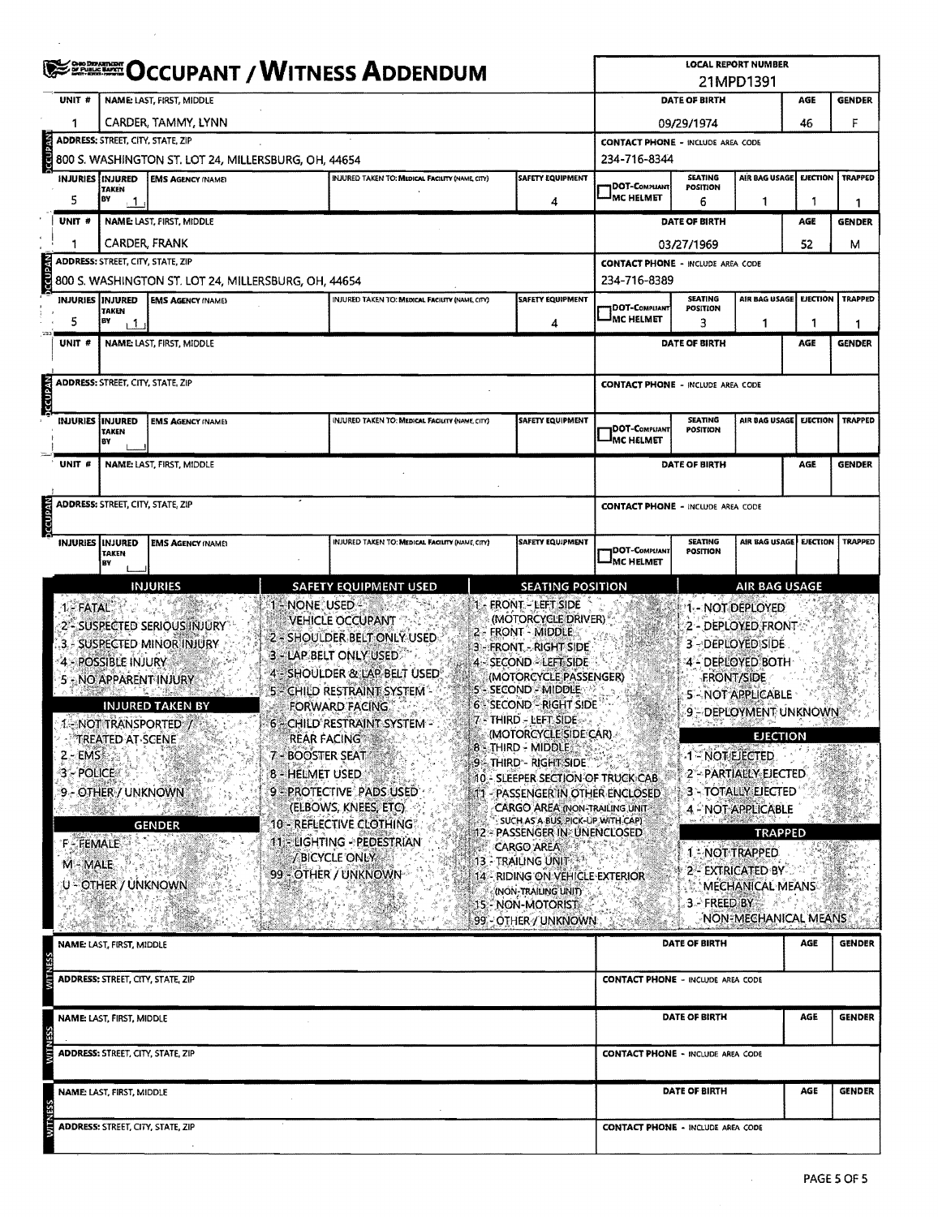# OCCUPANT / WITNESS ADDENDUM

**LOCAL REPORT NUMBER:** 21MPD1391

## OCCUPANT

| UNIT # | NAME: LAST, FIRST, MIDDLE | DATE OF BIRTH | AGE | GENDER |
|---|---|---|---|---|
| 1 | CARDER, TAMMY, LYNN | 09/29/1974 | 46 | F |

| ADDRESS: STREET, CITY, STATE, ZIP | CONTACT PHONE - INCLUDE AREA CODE |
|---|---|
| 800 S. WASHINGTON ST. LOT 24, MILLERSBURG, OH, 44654 | 234-716-8344 |

| INJURIES | INJURED TAKEN BY | EMS AGENCY (NAME) | INJURED TAKEN TO: MEDICAL FACILITY (NAME, CITY) | SAFETY EQUIPMENT | DOT-COMPLIANT MC HELMET | SEATING POSITION | AIR BAG USAGE | EJECTION | TRAPPED |
|---|---|---|---|---|---|---|---|---|---|
| 5 | 1 | | | 4 | | 6 | 1 | 1 | 1 |

## OCCUPANT

| UNIT # | NAME: LAST, FIRST, MIDDLE | DATE OF BIRTH | AGE | GENDER |
|---|---|---|---|---|
| 1 | CARDER, FRANK | 03/27/1969 | 52 | M |

| ADDRESS: STREET, CITY, STATE, ZIP | CONTACT PHONE - INCLUDE AREA CODE |
|---|---|
| 800 S. WASHINGTON ST. LOT 24, MILLERSBURG, OH, 44654 | 234-716-8389 |

| INJURIES | INJURED TAKEN BY | EMS AGENCY (NAME) | INJURED TAKEN TO: MEDICAL FACILITY (NAME, CITY) | SAFETY EQUIPMENT | DOT-COMPLIANT MC HELMET | SEATING POSITION | AIR BAG USAGE | EJECTION | TRAPPED |
|---|---|---|---|---|---|---|---|---|---|
| 5 | 1 | | | 4 | | 3 | 1 | 1 | 1 |

## OCCUPANT

| UNIT # | NAME: LAST, FIRST, MIDDLE | DATE OF BIRTH | AGE | GENDER |
|---|---|---|---|---|
| | | | | |

| ADDRESS: STREET, CITY, STATE, ZIP | CONTACT PHONE - INCLUDE AREA CODE |
|---|---|
| | |

| INJURIES | INJURED TAKEN BY | EMS AGENCY (NAME) | INJURED TAKEN TO: MEDICAL FACILITY (NAME, CITY) | SAFETY EQUIPMENT | DOT-COMPLIANT MC HELMET | SEATING POSITION | AIR BAG USAGE | EJECTION | TRAPPED |
|---|---|---|---|---|---|---|---|---|---|
| | | | | | | | | | |

## OCCUPANT

| UNIT # | NAME: LAST, FIRST, MIDDLE | DATE OF BIRTH | AGE | GENDER |
|---|---|---|---|---|
| | | | | |

| ADDRESS: STREET, CITY, STATE, ZIP | CONTACT PHONE - INCLUDE AREA CODE |
|---|---|
| | |

| INJURIES | INJURED TAKEN BY | EMS AGENCY (NAME) | INJURED TAKEN TO: MEDICAL FACILITY (NAME, CITY) | SAFETY EQUIPMENT | DOT-COMPLIANT MC HELMET | SEATING POSITION | AIR BAG USAGE | EJECTION | TRAPPED |
|---|---|---|---|---|---|---|---|---|---|
| | | | | | | | | | |

## CODES

### INJURIES
1 - FATAL
2 - SUSPECTED SERIOUS INJURY
3 - SUSPECTED MINOR INJURY
4 - POSSIBLE INJURY
5 - NO APPARENT INJURY

### INJURED TAKEN BY
1 - NOT TRANSPORTED / TREATED AT SCENE
2 - EMS
3 - POLICE
9 - OTHER / UNKNOWN

### GENDER
F - FEMALE
M - MALE
U - OTHER / UNKNOWN

### SAFETY EQUIPMENT USED
1 - NONE USED - VEHICLE OCCUPANT
2 - SHOULDER BELT ONLY USED
3 - LAP BELT ONLY USED
4 - SHOULDER & LAP BELT USED
5 - CHILD RESTRAINT SYSTEM - FORWARD FACING
6 - CHILD RESTRAINT SYSTEM - REAR FACING
7 - BOOSTER SEAT
8 - HELMET USED
9 - PROTECTIVE PADS USED (ELBOWS, KNEES, ETC)
10 - REFLECTIVE CLOTHING
11 - LIGHTING - PEDESTRIAN / BICYCLE ONLY
99 - OTHER / UNKNOWN

### SEATING POSITION
1 - FRONT - LEFT SIDE (MOTORCYCLE DRIVER)
2 - FRONT - MIDDLE
3 - FRONT - RIGHT SIDE
4 - SECOND - LEFT SIDE (MOTORCYCLE PASSENGER)
5 - SECOND - MIDDLE
6 - SECOND - RIGHT SIDE
7 - THIRD - LEFT SIDE (MOTORCYCLE SIDE CAR)
8 - THIRD - MIDDLE
9 - THIRD - RIGHT SIDE
10 - SLEEPER SECTION OF TRUCK CAB
11 - PASSENGER IN OTHER ENCLOSED CARGO AREA (NON-TRAILING UNIT SUCH AS A BUS, PICK-UP WITH CAP)
12 - PASSENGER IN UNENCLOSED CARGO AREA
13 - TRAILING UNIT
14 - RIDING ON VEHICLE EXTERIOR (NON-TRAILING UNIT)
15 - NON-MOTORIST
99 - OTHER / UNKNOWN

### AIR BAG USAGE
1 - NOT DEPLOYED
2 - DEPLOYED FRONT
3 - DEPLOYED SIDE
4 - DEPLOYED BOTH FRONT/SIDE
5 - NOT APPLICABLE
9 - DEPLOYMENT UNKNOWN

### EJECTION
1 - NOT EJECTED
2 - PARTIALLY EJECTED
3 - TOTALLY EJECTED
4 - NOT APPLICABLE

### TRAPPED
1 - NOT TRAPPED
2 - EXTRICATED BY MECHANICAL MEANS
3 - FREED BY NON-MECHANICAL MEANS

## WITNESS

| NAME: LAST, FIRST, MIDDLE | DATE OF BIRTH | AGE | GENDER |
|---|---|---|---|
| | | | |

| ADDRESS: STREET, CITY, STATE, ZIP | CONTACT PHONE - INCLUDE AREA CODE |
|---|---|
| | |

## WITNESS

| NAME: LAST, FIRST, MIDDLE | DATE OF BIRTH | AGE | GENDER |
|---|---|---|---|
| | | | |

| ADDRESS: STREET, CITY, STATE, ZIP | CONTACT PHONE - INCLUDE AREA CODE |
|---|---|
| | |

## WITNESS

| NAME: LAST, FIRST, MIDDLE | DATE OF BIRTH | AGE | GENDER |
|---|---|---|---|
| | | | |

| ADDRESS: STREET, CITY, STATE, ZIP | CONTACT PHONE - INCLUDE AREA CODE |
|---|---|
| | |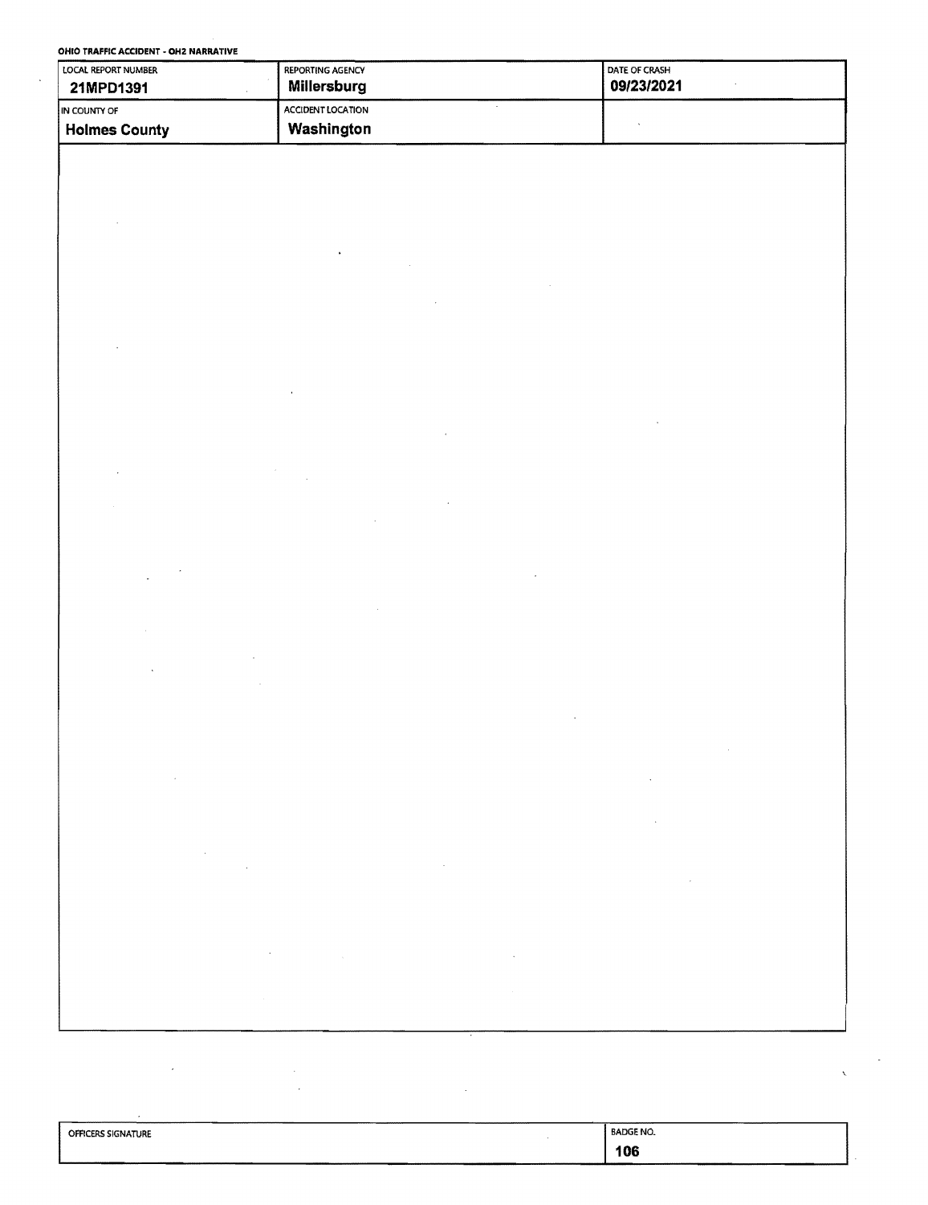**OHIO TRAFFIC ACCIDENT - OH2 NARRATIVE**

| LOCAL REPORT NUMBER | REPORTING AGENCY | DATE OF CRASH |
|---|---|---|
| 21MPD1391 | Millersburg | 09/23/2021 |
| IN COUNTY OF | ACCIDENT LOCATION | |
| Holmes County | Washington | |

| OFFICERS SIGNATURE | BADGE NO. |
|---|---|
| | 106 |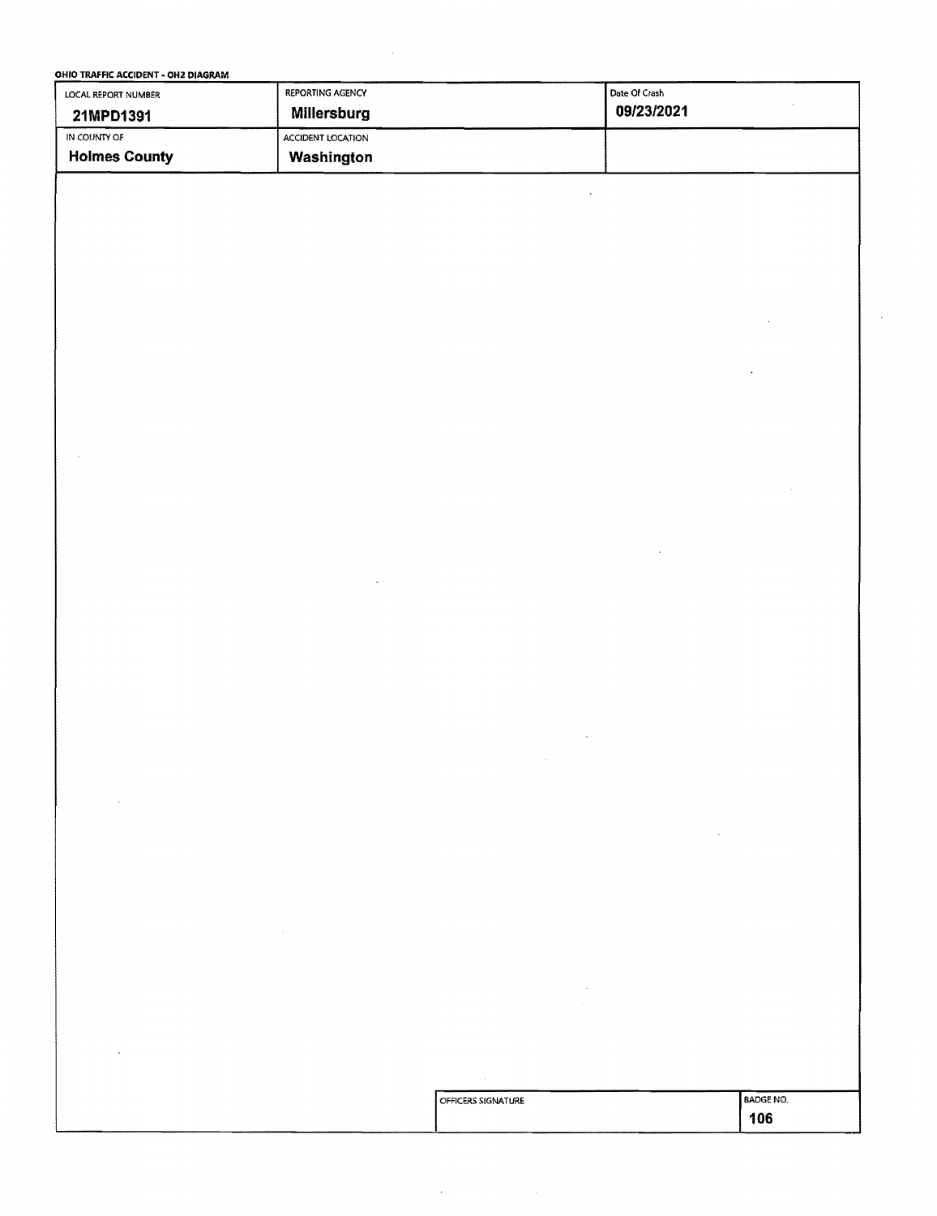**OHIO TRAFFIC ACCIDENT - OH2 DIAGRAM**

| LOCAL REPORT NUMBER | REPORTING AGENCY | Date Of Crash |
|---|---|---|
| 21MPD1391 | Millersburg | 09/23/2021 |
| IN COUNTY OF | ACCIDENT LOCATION | |
| Holmes County | Washington | |

| | OFFICERS SIGNATURE | BADGE NO. |
|---|---|---|
| | | 106 |